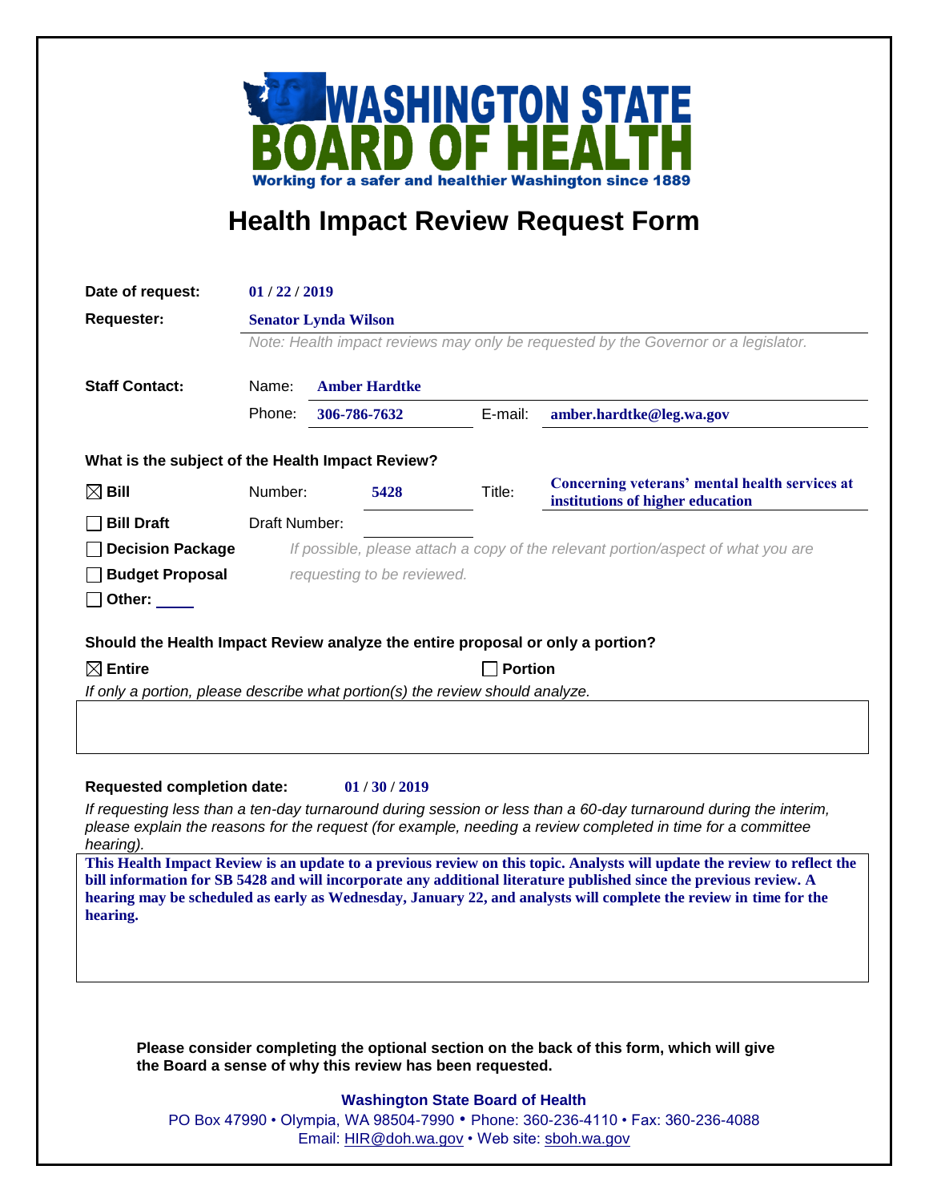# WASHINGTON STATE BOARD OF HEALTH

Working for a safer and healthier Washington since 1889

## Health Impact Review Request Form

**Date of request:** 01 / 22 / 2019

**Requester:** Senator Lynda Wilson

*Note: Health impact reviews may only be requested by the Governor or a legislator.*

**Staff Contact:**

Name: Amber Hardtke

Phone: 306-786-7632 E-mail: amber.hardtke@leg.wa.gov

**What is the subject of the Health Impact Review?**

- ☒ **Bill** Number: 5428 Title: Concerning veterans' mental health services at institutions of higher education
- ☐ **Bill Draft** Draft Number:
- ☐ **Decision Package** *If possible, please attach a copy of the relevant portion/aspect of what you are requesting to be reviewed.*
- ☐ **Budget Proposal**
- ☐ **Other:** ____

**Should the Health Impact Review analyze the entire proposal or only a portion?**

☒ **Entire** ☐ **Portion**

*If only a portion, please describe what portion(s) the review should analyze.*

**Requested completion date:** 01 / 30 / 2019

*If requesting less than a ten-day turnaround during session or less than a 60-day turnaround during the interim, please explain the reasons for the request (for example, needing a review completed in time for a committee hearing).*

This Health Impact Review is an update to a previous review on this topic. Analysts will update the review to reflect the bill information for SB 5428 and will incorporate any additional literature published since the previous review. A hearing may be scheduled as early as Wednesday, January 22, and analysts will complete the review in time for the hearing.

**Please consider completing the optional section on the back of this form, which will give the Board a sense of why this review has been requested.**

**Washington State Board of Health**

PO Box 47990 • Olympia, WA 98504-7990 • Phone: 360-236-4110 • Fax: 360-236-4088

Email: HIR@doh.wa.gov • Web site: sboh.wa.gov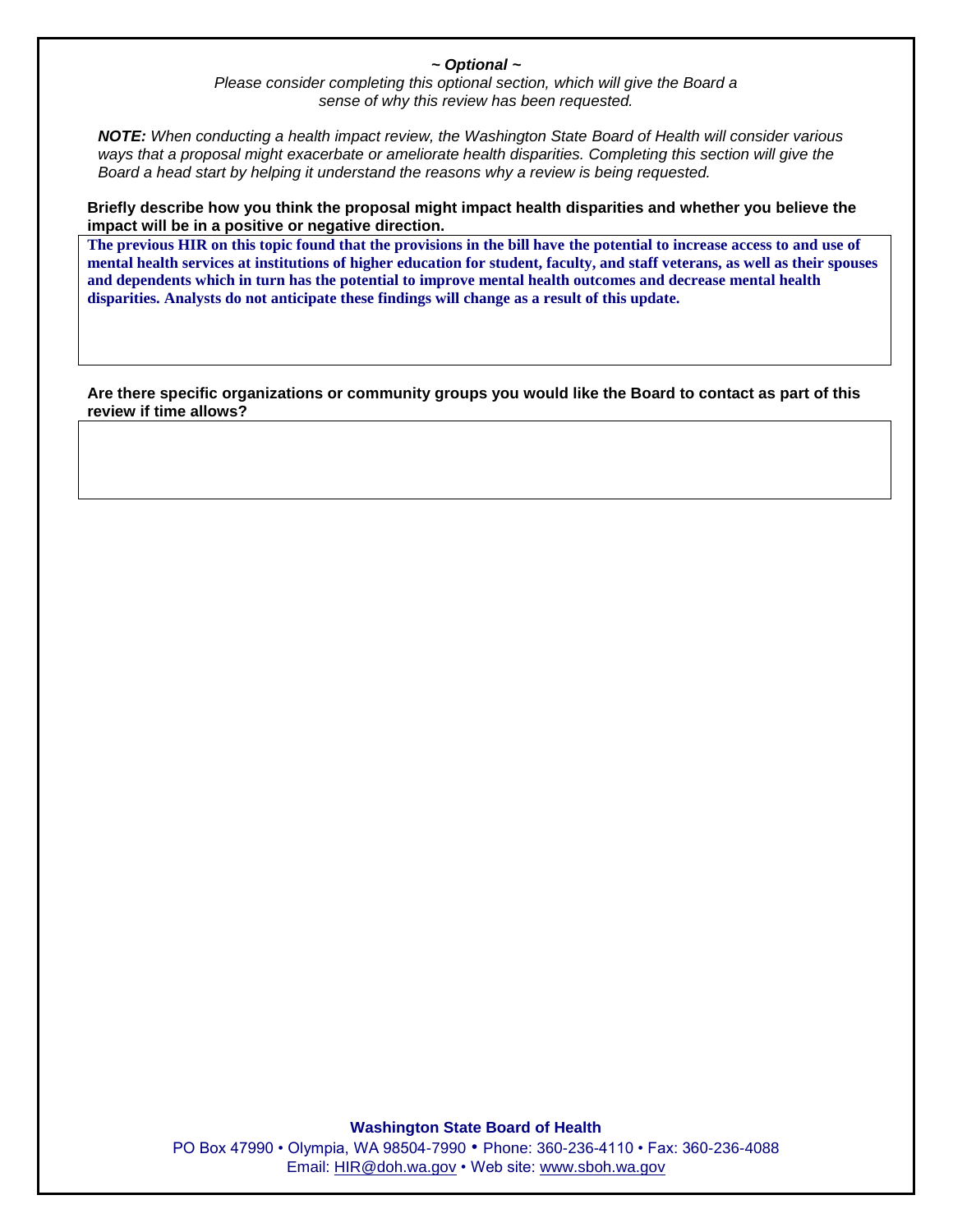***~ Optional ~***

*Please consider completing this optional section, which will give the Board a sense of why this review has been requested.*

***NOTE:*** *When conducting a health impact review, the Washington State Board of Health will consider various ways that a proposal might exacerbate or ameliorate health disparities. Completing this section will give the Board a head start by helping it understand the reasons why a review is being requested.*

**Briefly describe how you think the proposal might impact health disparities and whether you believe the impact will be in a positive or negative direction.**

**The previous HIR on this topic found that the provisions in the bill have the potential to increase access to and use of mental health services at institutions of higher education for student, faculty, and staff veterans, as well as their spouses and dependents which in turn has the potential to improve mental health outcomes and decrease mental health disparities. Analysts do not anticipate these findings will change as a result of this update.**

**Are there specific organizations or community groups you would like the Board to contact as part of this review if time allows?**

**Washington State Board of Health**

PO Box 47990 • Olympia, WA 98504-7990 • Phone: 360-236-4110 • Fax: 360-236-4088
Email: HIR@doh.wa.gov • Web site: www.sboh.wa.gov